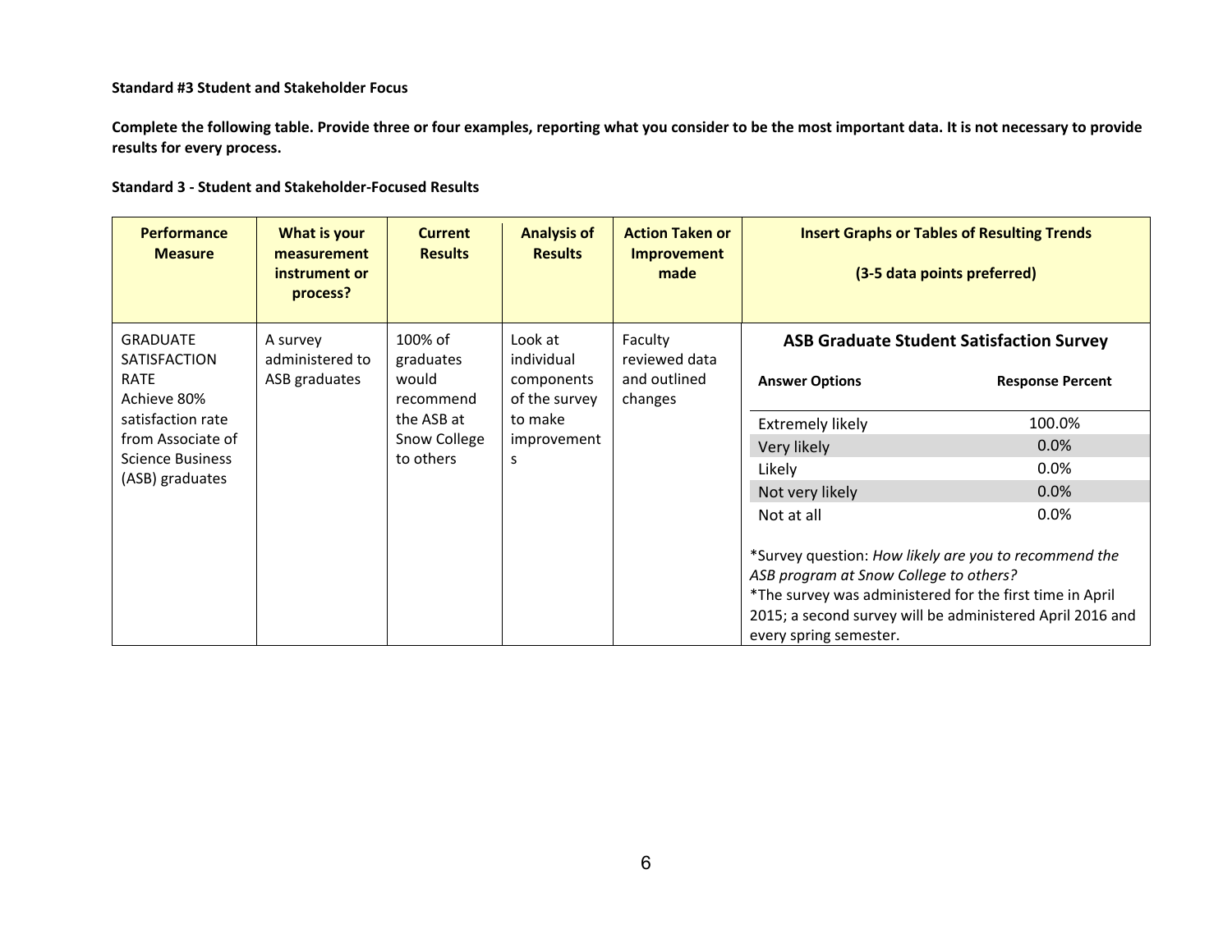**Standard #3 Student and Stakeholder Focus**

**Complete the following table. Provide three or four examples, reporting what you consider to be the most important data. It is not necessary to provide results for every process.**

**Standard 3 - Student and Stakeholder-Focused Results**

| Performance Measure | What is your measurement instrument or process? | Current Results | Analysis of Results | Action Taken or Improvement made | Insert Graphs or Tables of Resulting Trends (3-5 data points preferred) |
|---|---|---|---|---|---|
| GRADUATE SATISFACTION RATE Achieve 80% satisfaction rate from Associate of Science Business (ASB) graduates | A survey administered to ASB graduates | 100% of graduates would recommend the ASB at Snow College to others | Look at individual components of the survey to make improvements | Faculty reviewed data and outlined changes | **ASB Graduate Student Satisfaction Survey**<br><br>**Answer Options** / **Response Percent**<br>Extremely likely: 100.0%<br>Very likely: 0.0%<br>Likely: 0.0%<br>Not very likely: 0.0%<br>Not at all: 0.0%<br><br>*Survey question: *How likely are you to recommend the ASB program at Snow College to others?*<br>*The survey was administered for the first time in April 2015; a second survey will be administered April 2016 and every spring semester. |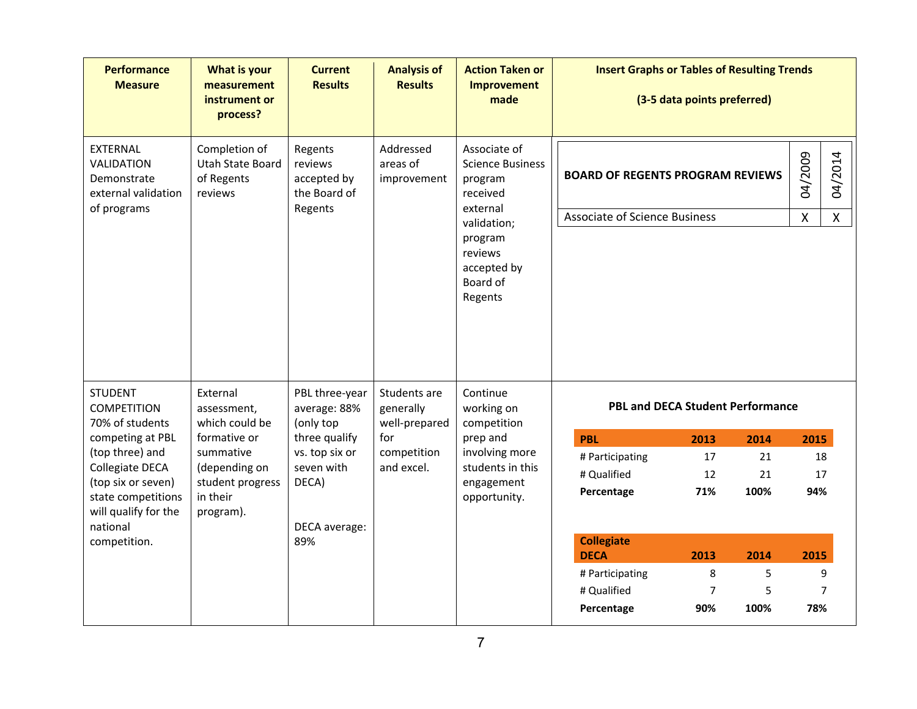| Performance Measure | What is your measurement instrument or process? | Current Results | Analysis of Results | Action Taken or Improvement made | Insert Graphs or Tables of Resulting Trends (3-5 data points preferred) |
|---|---|---|---|---|---|
| EXTERNAL VALIDATION Demonstrate external validation of programs | Completion of Utah State Board of Regents reviews | Regents reviews accepted by the Board of Regents | Addressed areas of improvement | Associate of Science Business program received external validation; program reviews accepted by Board of Regents | (see Board of Regents Program Reviews table below) |
| STUDENT COMPETITION 70% of students competing at PBL (top three) and Collegiate DECA (top six or seven) state competitions will qualify for the national competition. | External assessment, which could be formative or summative (depending on student progress in their program). | PBL three-year average: 88% (only top three qualify vs. top six or seven with DECA)<br><br>DECA average: 89% | Students are generally well-prepared for competition and excel. | Continue working on competition prep and involving more students in this engagement opportunity. | (see PBL and DECA Student Performance tables below) |

| BOARD OF REGENTS PROGRAM REVIEWS | 04/2009 | 04/2014 |
|---|---|---|
| Associate of Science Business | X | X |

**PBL and DECA Student Performance**

| PBL | 2013 | 2014 | 2015 |
|---|---|---|---|
| # Participating | 17 | 21 | 18 |
| # Qualified | 12 | 21 | 17 |
| **Percentage** | **71%** | **100%** | **94%** |

| Collegiate DECA | 2013 | 2014 | 2015 |
|---|---|---|---|
| # Participating | 8 | 5 | 9 |
| # Qualified | 7 | 5 | 7 |
| **Percentage** | **90%** | **100%** | **78%** |